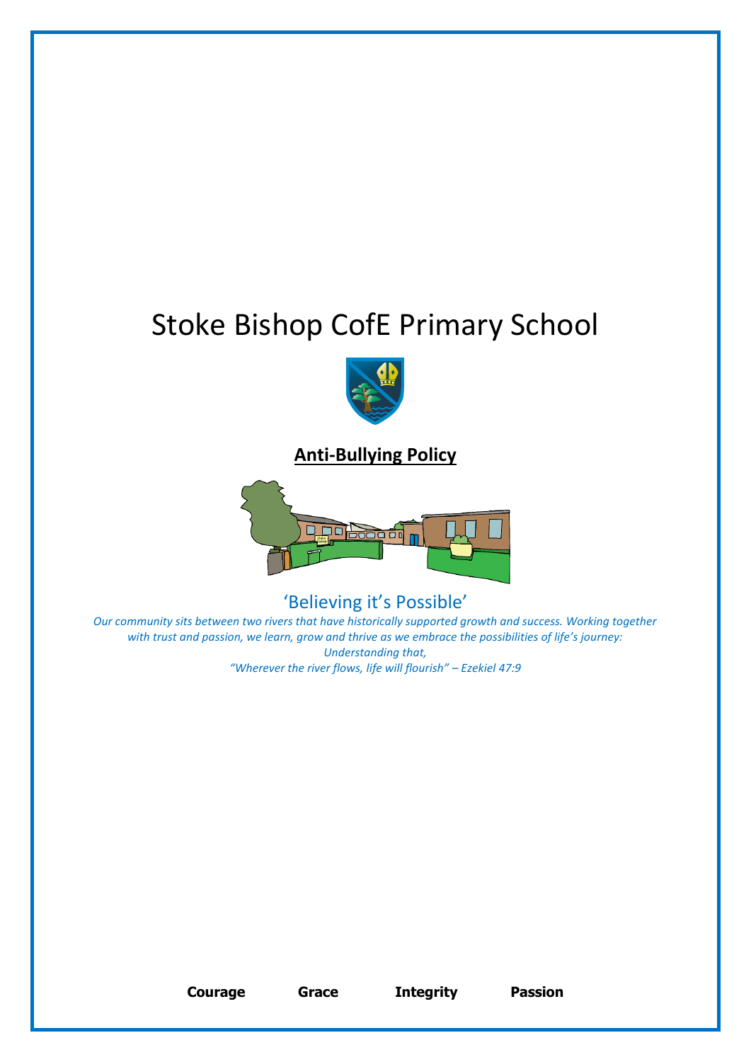# Stoke Bishop CofE Primary School

**Anti-Bullying Policy**

'Believing it's Possible'

*Our community sits between two rivers that have historically supported growth and success. Working together with trust and passion, we learn, grow and thrive as we embrace the possibilities of life's journey: Understanding that,*

*"Wherever the river flows, life will flourish" – Ezekiel 47:9*

**Courage** **Grace** **Integrity** **Passion**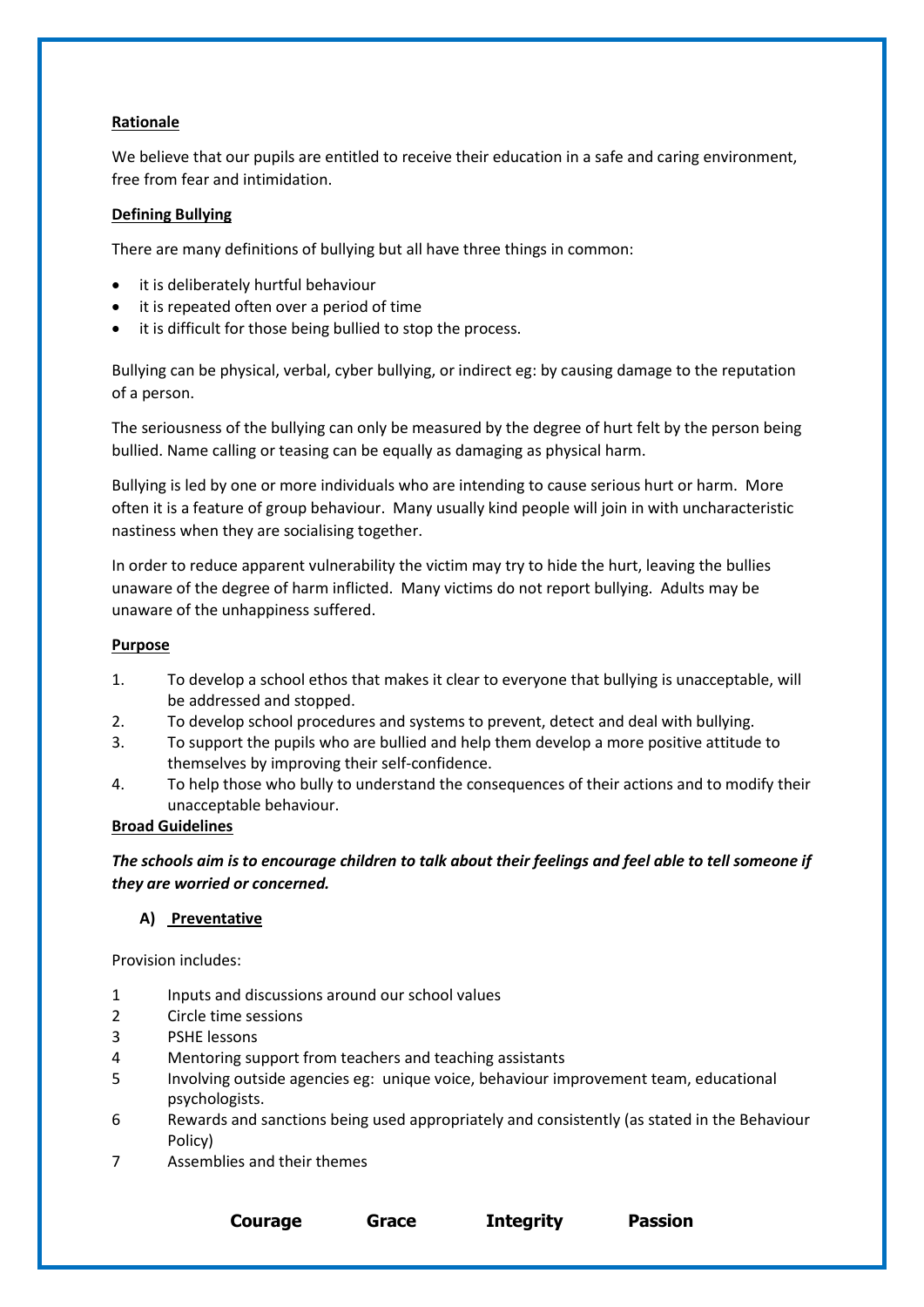**Rationale**

We believe that our pupils are entitled to receive their education in a safe and caring environment, free from fear and intimidation.

**Defining Bullying**

There are many definitions of bullying but all have three things in common:

- it is deliberately hurtful behaviour
- it is repeated often over a period of time
- it is difficult for those being bullied to stop the process.

Bullying can be physical, verbal, cyber bullying, or indirect eg: by causing damage to the reputation of a person.

The seriousness of the bullying can only be measured by the degree of hurt felt by the person being bullied. Name calling or teasing can be equally as damaging as physical harm.

Bullying is led by one or more individuals who are intending to cause serious hurt or harm. More often it is a feature of group behaviour. Many usually kind people will join in with uncharacteristic nastiness when they are socialising together.

In order to reduce apparent vulnerability the victim may try to hide the hurt, leaving the bullies unaware of the degree of harm inflicted. Many victims do not report bullying. Adults may be unaware of the unhappiness suffered.

**Purpose**

1. To develop a school ethos that makes it clear to everyone that bullying is unacceptable, will be addressed and stopped.
2. To develop school procedures and systems to prevent, detect and deal with bullying.
3. To support the pupils who are bullied and help them develop a more positive attitude to themselves by improving their self-confidence.
4. To help those who bully to understand the consequences of their actions and to modify their unacceptable behaviour.

**Broad Guidelines**

***The schools aim is to encourage children to talk about their feelings and feel able to tell someone if they are worried or concerned.***

**A) Preventative**

Provision includes:

1. Inputs and discussions around our school values
2. Circle time sessions
3. PSHE lessons
4. Mentoring support from teachers and teaching assistants
5. Involving outside agencies eg: unique voice, behaviour improvement team, educational psychologists.
6. Rewards and sanctions being used appropriately and consistently (as stated in the Behaviour Policy)
7. Assemblies and their themes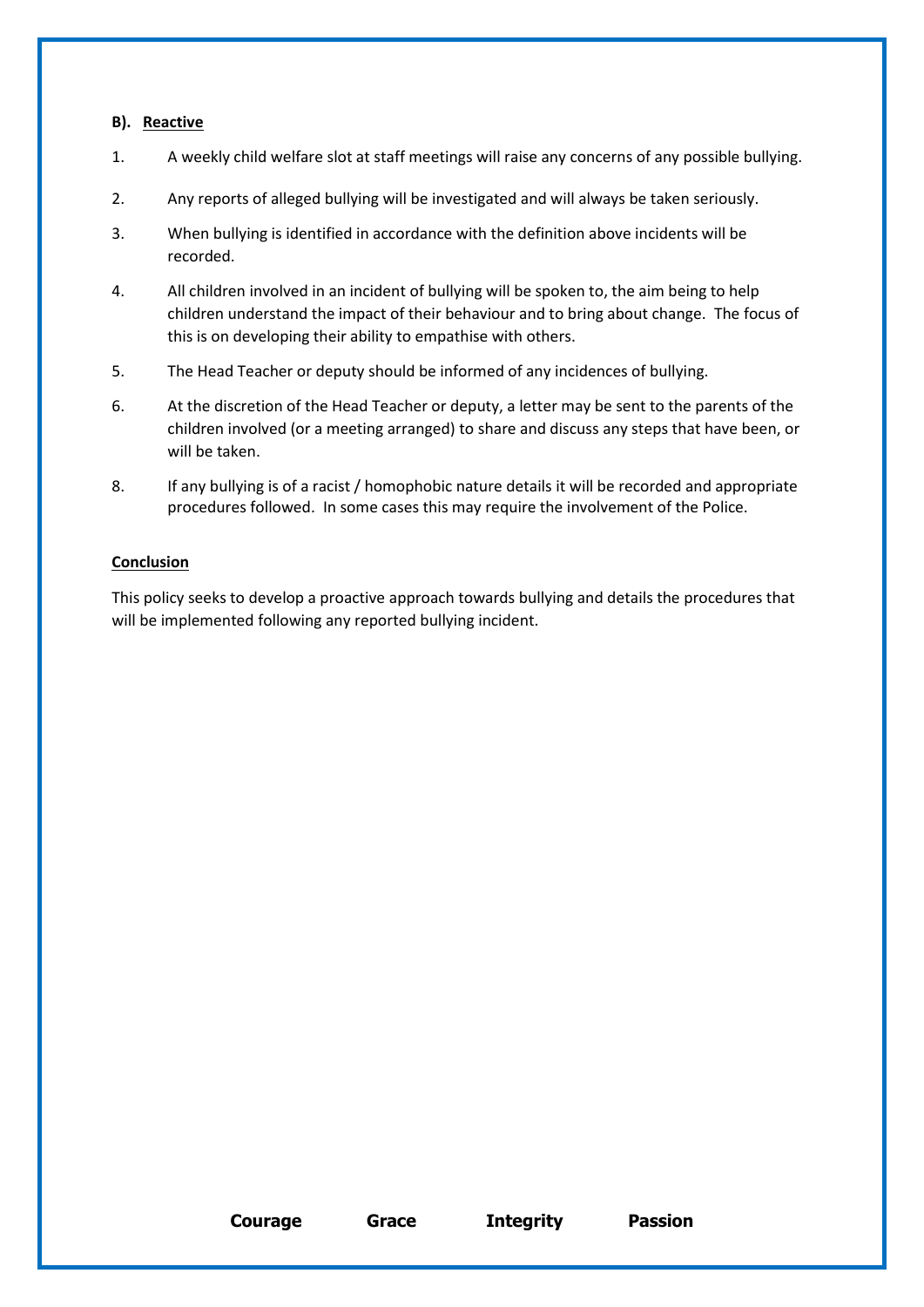**B). Reactive**

1. A weekly child welfare slot at staff meetings will raise any concerns of any possible bullying.
2. Any reports of alleged bullying will be investigated and will always be taken seriously.
3. When bullying is identified in accordance with the definition above incidents will be recorded.
4. All children involved in an incident of bullying will be spoken to, the aim being to help children understand the impact of their behaviour and to bring about change. The focus of this is on developing their ability to empathise with others.
5. The Head Teacher or deputy should be informed of any incidences of bullying.
6. At the discretion of the Head Teacher or deputy, a letter may be sent to the parents of the children involved (or a meeting arranged) to share and discuss any steps that have been, or will be taken.

8. If any bullying is of a racist / homophobic nature details it will be recorded and appropriate procedures followed. In some cases this may require the involvement of the Police.

**Conclusion**

This policy seeks to develop a proactive approach towards bullying and details the procedures that will be implemented following any reported bullying incident.

**Courage Grace Integrity Passion**